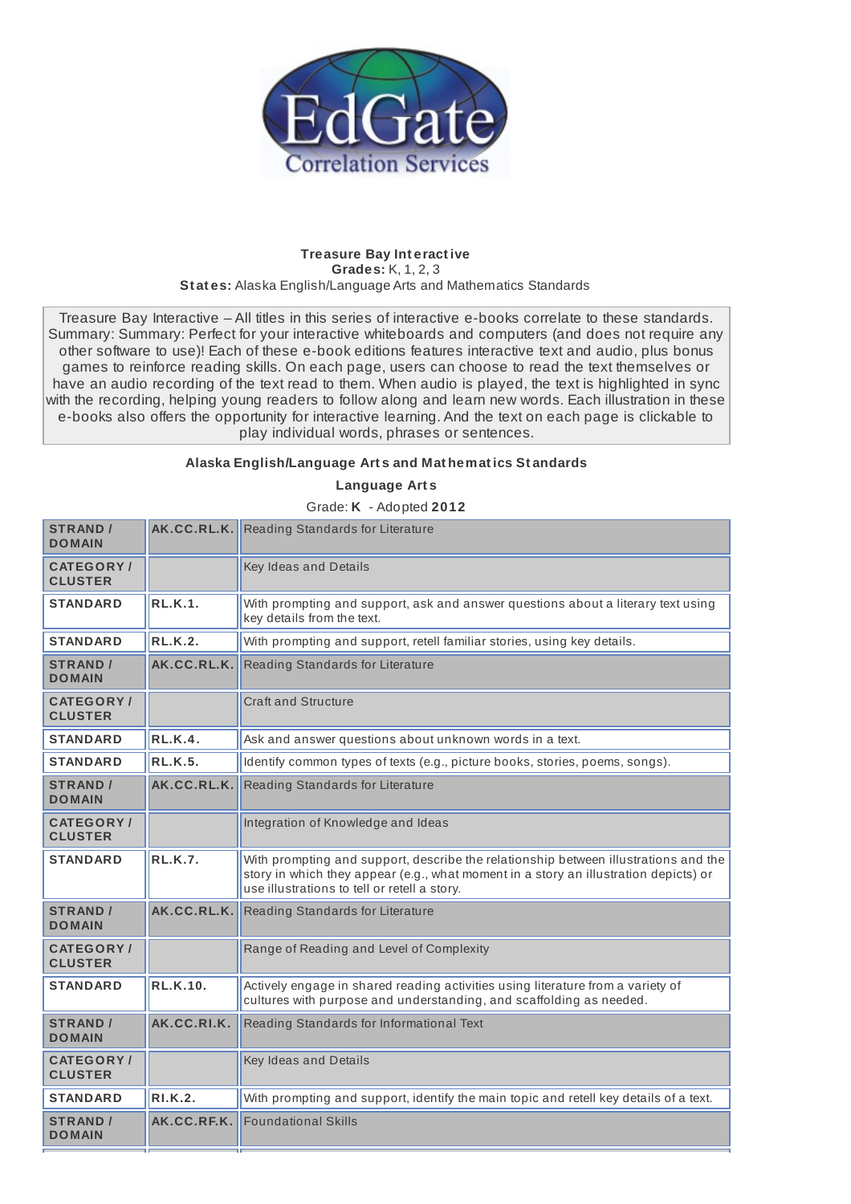**Treasure Bay Interactive**
**Grades:** K, 1, 2, 3
**States:** Alaska English/Language Arts and Mathematics Standards

Treasure Bay Interactive – All titles in this series of interactive e-books correlate to these standards. Summary: Summary: Perfect for your interactive whiteboards and computers (and does not require any other software to use)! Each of these e-book editions features interactive text and audio, plus bonus games to reinforce reading skills. On each page, users can choose to read the text themselves or have an audio recording of the text read to them. When audio is played, the text is highlighted in sync with the recording, helping young readers to follow along and learn new words. Each illustration in these e-books also offers the opportunity for interactive learning. And the text on each page is clickable to play individual words, phrases or sentences.

## Alaska English/Language Arts and Mathematics Standards

### Language Arts

Grade: **K** - Adopted **2012**

| | | |
|---|---|---|
| **STRAND / DOMAIN** | **AK.CC.RL.K.** | Reading Standards for Literature |
| **CATEGORY / CLUSTER** | | Key Ideas and Details |
| **STANDARD** | **RL.K.1.** | With prompting and support, ask and answer questions about a literary text using key details from the text. |
| **STANDARD** | **RL.K.2.** | With prompting and support, retell familiar stories, using key details. |
| **STRAND / DOMAIN** | **AK.CC.RL.K.** | Reading Standards for Literature |
| **CATEGORY / CLUSTER** | | Craft and Structure |
| **STANDARD** | **RL.K.4.** | Ask and answer questions about unknown words in a text. |
| **STANDARD** | **RL.K.5.** | Identify common types of texts (e.g., picture books, stories, poems, songs). |
| **STRAND / DOMAIN** | **AK.CC.RL.K.** | Reading Standards for Literature |
| **CATEGORY / CLUSTER** | | Integration of Knowledge and Ideas |
| **STANDARD** | **RL.K.7.** | With prompting and support, describe the relationship between illustrations and the story in which they appear (e.g., what moment in a story an illustration depicts) or use illustrations to tell or retell a story. |
| **STRAND / DOMAIN** | **AK.CC.RL.K.** | Reading Standards for Literature |
| **CATEGORY / CLUSTER** | | Range of Reading and Level of Complexity |
| **STANDARD** | **RL.K.10.** | Actively engage in shared reading activities using literature from a variety of cultures with purpose and understanding, and scaffolding as needed. |
| **STRAND / DOMAIN** | **AK.CC.RI.K.** | Reading Standards for Informational Text |
| **CATEGORY / CLUSTER** | | Key Ideas and Details |
| **STANDARD** | **RI.K.2.** | With prompting and support, identify the main topic and retell key details of a text. |
| **STRAND / DOMAIN** | **AK.CC.RF.K.** | Foundational Skills |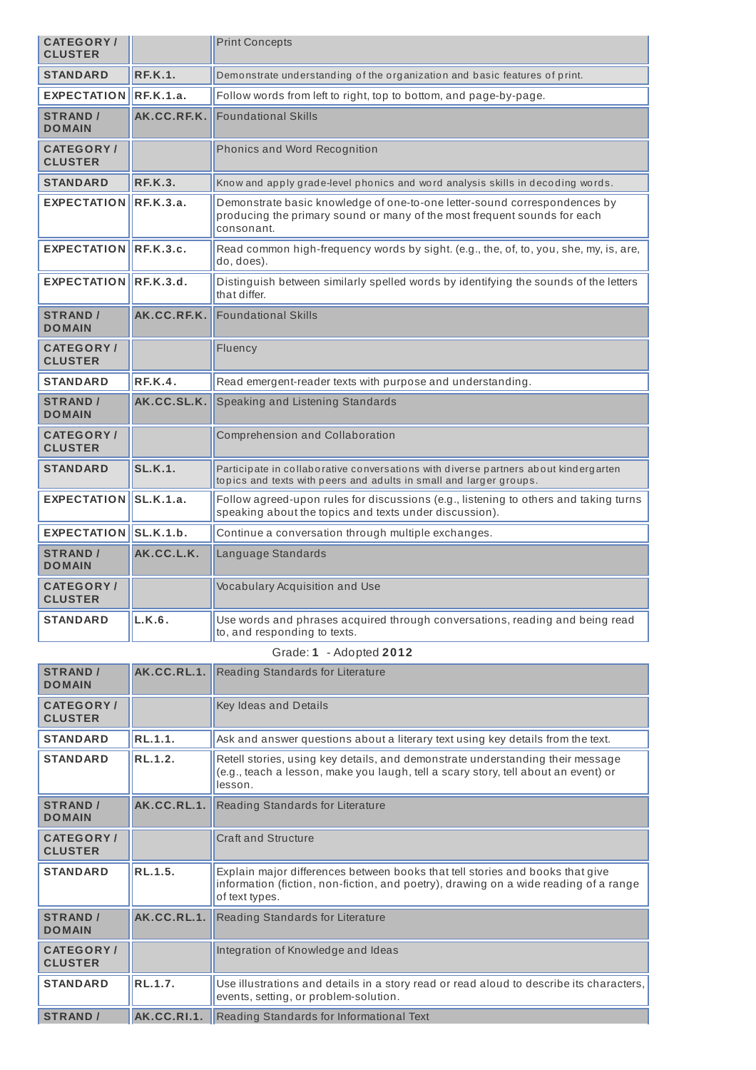| | | |
|---|---|---|
| CATEGORY / CLUSTER | | Print Concepts |
| STANDARD | RF.K.1. | Demonstrate understanding of the organization and basic features of print. |
| EXPECTATION | RF.K.1.a. | Follow words from left to right, top to bottom, and page-by-page. |
| STRAND / DOMAIN | AK.CC.RF.K. | Foundational Skills |
| CATEGORY / CLUSTER | | Phonics and Word Recognition |
| STANDARD | RF.K.3. | Know and apply grade-level phonics and word analysis skills in decoding words. |
| EXPECTATION | RF.K.3.a. | Demonstrate basic knowledge of one-to-one letter-sound correspondences by producing the primary sound or many of the most frequent sounds for each consonant. |
| EXPECTATION | RF.K.3.c. | Read common high-frequency words by sight. (e.g., the, of, to, you, she, my, is, are, do, does). |
| EXPECTATION | RF.K.3.d. | Distinguish between similarly spelled words by identifying the sounds of the letters that differ. |
| STRAND / DOMAIN | AK.CC.RF.K. | Foundational Skills |
| CATEGORY / CLUSTER | | Fluency |
| STANDARD | RF.K.4. | Read emergent-reader texts with purpose and understanding. |
| STRAND / DOMAIN | AK.CC.SL.K. | Speaking and Listening Standards |
| CATEGORY / CLUSTER | | Comprehension and Collaboration |
| STANDARD | SL.K.1. | Participate in collaborative conversations with diverse partners about kindergarten topics and texts with peers and adults in small and larger groups. |
| EXPECTATION | SL.K.1.a. | Follow agreed-upon rules for discussions (e.g., listening to others and taking turns speaking about the topics and texts under discussion). |
| EXPECTATION | SL.K.1.b. | Continue a conversation through multiple exchanges. |
| STRAND / DOMAIN | AK.CC.L.K. | Language Standards |
| CATEGORY / CLUSTER | | Vocabulary Acquisition and Use |
| STANDARD | L.K.6. | Use words and phrases acquired through conversations, reading and being read to, and responding to texts. |

Grade: **1** - Adopted **2012**

| | | |
|---|---|---|
| STRAND / DOMAIN | AK.CC.RL.1. | Reading Standards for Literature |
| CATEGORY / CLUSTER | | Key Ideas and Details |
| STANDARD | RL.1.1. | Ask and answer questions about a literary text using key details from the text. |
| STANDARD | RL.1.2. | Retell stories, using key details, and demonstrate understanding their message (e.g., teach a lesson, make you laugh, tell a scary story, tell about an event) or lesson. |
| STRAND / DOMAIN | AK.CC.RL.1. | Reading Standards for Literature |
| CATEGORY / CLUSTER | | Craft and Structure |
| STANDARD | RL.1.5. | Explain major differences between books that tell stories and books that give information (fiction, non-fiction, and poetry), drawing on a wide reading of a range of text types. |
| STRAND / DOMAIN | AK.CC.RL.1. | Reading Standards for Literature |
| CATEGORY / CLUSTER | | Integration of Knowledge and Ideas |
| STANDARD | RL.1.7. | Use illustrations and details in a story read or read aloud to describe its characters, events, setting, or problem-solution. |
| STRAND / | AK.CC.RI.1. | Reading Standards for Informational Text |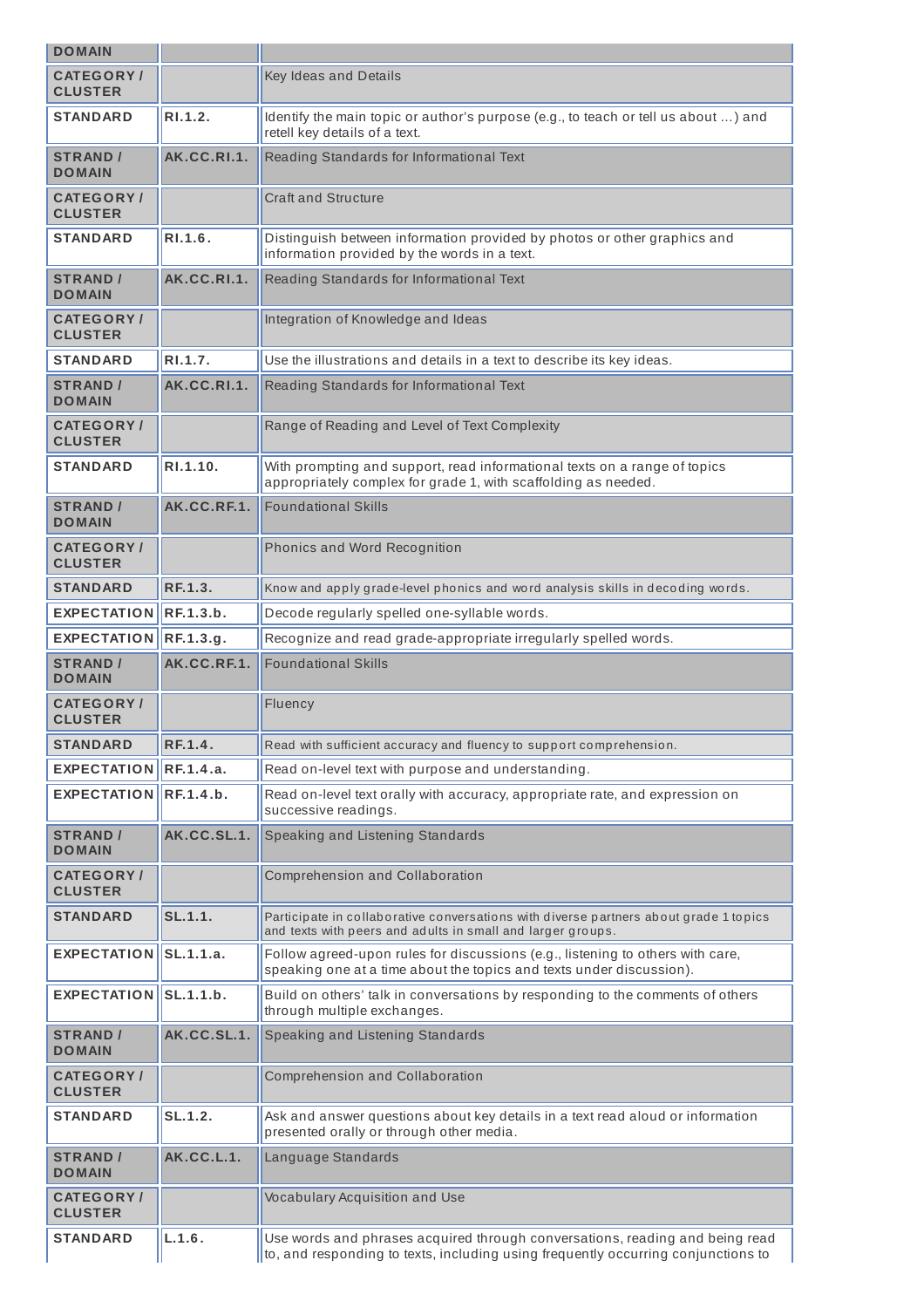| DOMAIN | | |
|---|---|---|
| CATEGORY / CLUSTER | | Key Ideas and Details |
| STANDARD | RI.1.2. | Identify the main topic or author's purpose (e.g., to teach or tell us about ...) and retell key details of a text. |
| STRAND / DOMAIN | AK.CC.RI.1. | Reading Standards for Informational Text |
| CATEGORY / CLUSTER | | Craft and Structure |
| STANDARD | RI.1.6. | Distinguish between information provided by photos or other graphics and information provided by the words in a text. |
| STRAND / DOMAIN | AK.CC.RI.1. | Reading Standards for Informational Text |
| CATEGORY / CLUSTER | | Integration of Knowledge and Ideas |
| STANDARD | RI.1.7. | Use the illustrations and details in a text to describe its key ideas. |
| STRAND / DOMAIN | AK.CC.RI.1. | Reading Standards for Informational Text |
| CATEGORY / CLUSTER | | Range of Reading and Level of Text Complexity |
| STANDARD | RI.1.10. | With prompting and support, read informational texts on a range of topics appropriately complex for grade 1, with scaffolding as needed. |
| STRAND / DOMAIN | AK.CC.RF.1. | Foundational Skills |
| CATEGORY / CLUSTER | | Phonics and Word Recognition |
| STANDARD | RF.1.3. | Know and apply grade-level phonics and word analysis skills in decoding words. |
| EXPECTATION | RF.1.3.b. | Decode regularly spelled one-syllable words. |
| EXPECTATION | RF.1.3.g. | Recognize and read grade-appropriate irregularly spelled words. |
| STRAND / DOMAIN | AK.CC.RF.1. | Foundational Skills |
| CATEGORY / CLUSTER | | Fluency |
| STANDARD | RF.1.4. | Read with sufficient accuracy and fluency to support comprehension. |
| EXPECTATION | RF.1.4.a. | Read on-level text with purpose and understanding. |
| EXPECTATION | RF.1.4.b. | Read on-level text orally with accuracy, appropriate rate, and expression on successive readings. |
| STRAND / DOMAIN | AK.CC.SL.1. | Speaking and Listening Standards |
| CATEGORY / CLUSTER | | Comprehension and Collaboration |
| STANDARD | SL.1.1. | Participate in collaborative conversations with diverse partners about grade 1 topics and texts with peers and adults in small and larger groups. |
| EXPECTATION | SL.1.1.a. | Follow agreed-upon rules for discussions (e.g., listening to others with care, speaking one at a time about the topics and texts under discussion). |
| EXPECTATION | SL.1.1.b. | Build on others' talk in conversations by responding to the comments of others through multiple exchanges. |
| STRAND / DOMAIN | AK.CC.SL.1. | Speaking and Listening Standards |
| CATEGORY / CLUSTER | | Comprehension and Collaboration |
| STANDARD | SL.1.2. | Ask and answer questions about key details in a text read aloud or information presented orally or through other media. |
| STRAND / DOMAIN | AK.CC.L.1. | Language Standards |
| CATEGORY / CLUSTER | | Vocabulary Acquisition and Use |
| STANDARD | L.1.6. | Use words and phrases acquired through conversations, reading and being read to, and responding to texts, including using frequently occurring conjunctions to |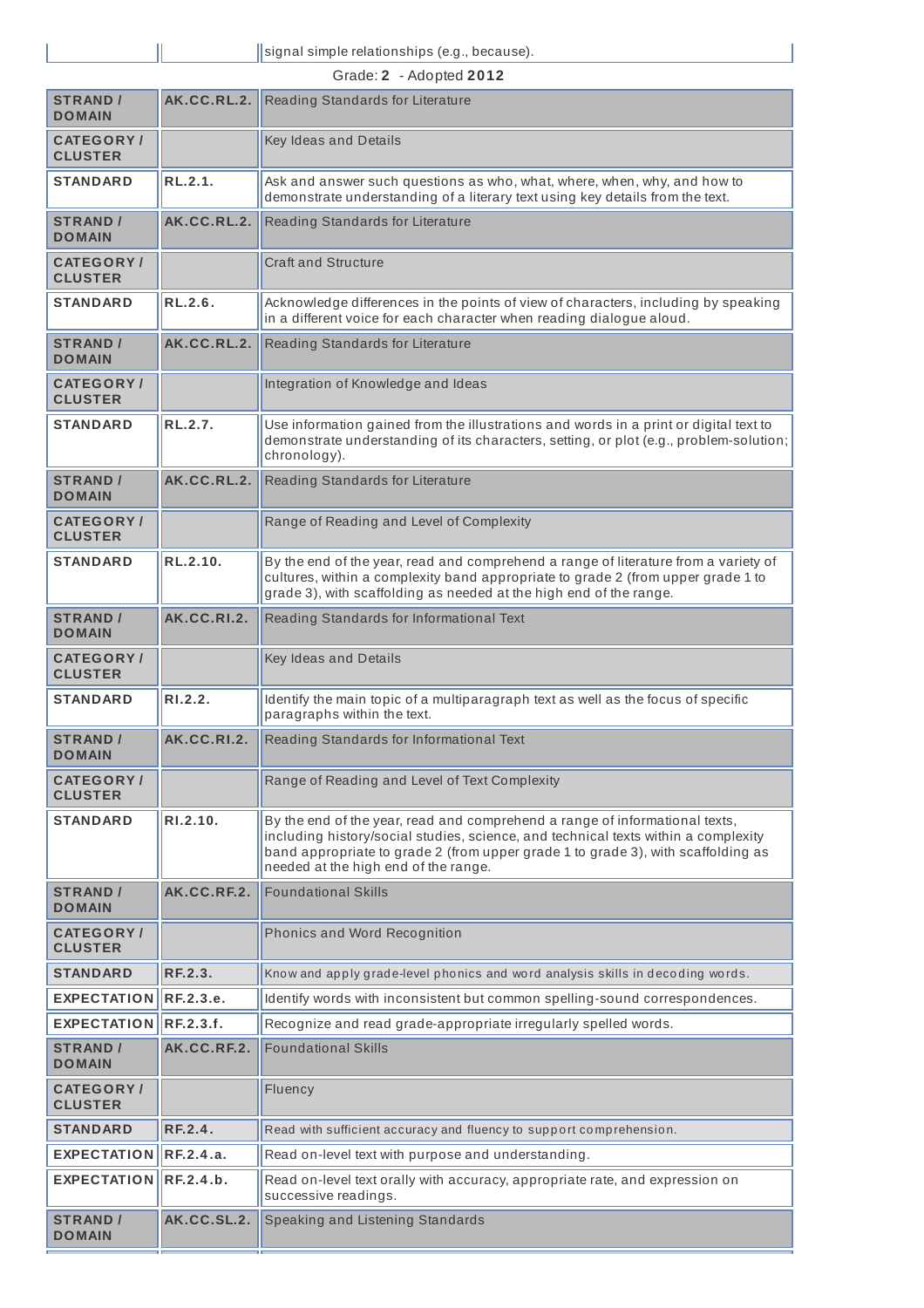| | | signal simple relationships (e.g., because). |
|---|---|---|

Grade: **2** - Adopted **2012**

| | | |
|---|---|---|
| **STRAND / DOMAIN** | **AK.CC.RL.2.** | Reading Standards for Literature |
| **CATEGORY / CLUSTER** | | Key Ideas and Details |
| **STANDARD** | **RL.2.1.** | Ask and answer such questions as who, what, where, when, why, and how to demonstrate understanding of a literary text using key details from the text. |
| **STRAND / DOMAIN** | **AK.CC.RL.2.** | Reading Standards for Literature |
| **CATEGORY / CLUSTER** | | Craft and Structure |
| **STANDARD** | **RL.2.6.** | Acknowledge differences in the points of view of characters, including by speaking in a different voice for each character when reading dialogue aloud. |
| **STRAND / DOMAIN** | **AK.CC.RL.2.** | Reading Standards for Literature |
| **CATEGORY / CLUSTER** | | Integration of Knowledge and Ideas |
| **STANDARD** | **RL.2.7.** | Use information gained from the illustrations and words in a print or digital text to demonstrate understanding of its characters, setting, or plot (e.g., problem-solution; chronology). |
| **STRAND / DOMAIN** | **AK.CC.RL.2.** | Reading Standards for Literature |
| **CATEGORY / CLUSTER** | | Range of Reading and Level of Complexity |
| **STANDARD** | **RL.2.10.** | By the end of the year, read and comprehend a range of literature from a variety of cultures, within a complexity band appropriate to grade 2 (from upper grade 1 to grade 3), with scaffolding as needed at the high end of the range. |
| **STRAND / DOMAIN** | **AK.CC.RI.2.** | Reading Standards for Informational Text |
| **CATEGORY / CLUSTER** | | Key Ideas and Details |
| **STANDARD** | **RI.2.2.** | Identify the main topic of a multiparagraph text as well as the focus of specific paragraphs within the text. |
| **STRAND / DOMAIN** | **AK.CC.RI.2.** | Reading Standards for Informational Text |
| **CATEGORY / CLUSTER** | | Range of Reading and Level of Text Complexity |
| **STANDARD** | **RI.2.10.** | By the end of the year, read and comprehend a range of informational texts, including history/social studies, science, and technical texts within a complexity band appropriate to grade 2 (from upper grade 1 to grade 3), with scaffolding as needed at the high end of the range. |
| **STRAND / DOMAIN** | **AK.CC.RF.2.** | Foundational Skills |
| **CATEGORY / CLUSTER** | | Phonics and Word Recognition |
| **STANDARD** | **RF.2.3.** | Know and apply grade-level phonics and word analysis skills in decoding words. |
| **EXPECTATION** | **RF.2.3.e.** | Identify words with inconsistent but common spelling-sound correspondences. |
| **EXPECTATION** | **RF.2.3.f.** | Recognize and read grade-appropriate irregularly spelled words. |
| **STRAND / DOMAIN** | **AK.CC.RF.2.** | Foundational Skills |
| **CATEGORY / CLUSTER** | | Fluency |
| **STANDARD** | **RF.2.4.** | Read with sufficient accuracy and fluency to support comprehension. |
| **EXPECTATION** | **RF.2.4.a.** | Read on-level text with purpose and understanding. |
| **EXPECTATION** | **RF.2.4.b.** | Read on-level text orally with accuracy, appropriate rate, and expression on successive readings. |
| **STRAND / DOMAIN** | **AK.CC.SL.2.** | Speaking and Listening Standards |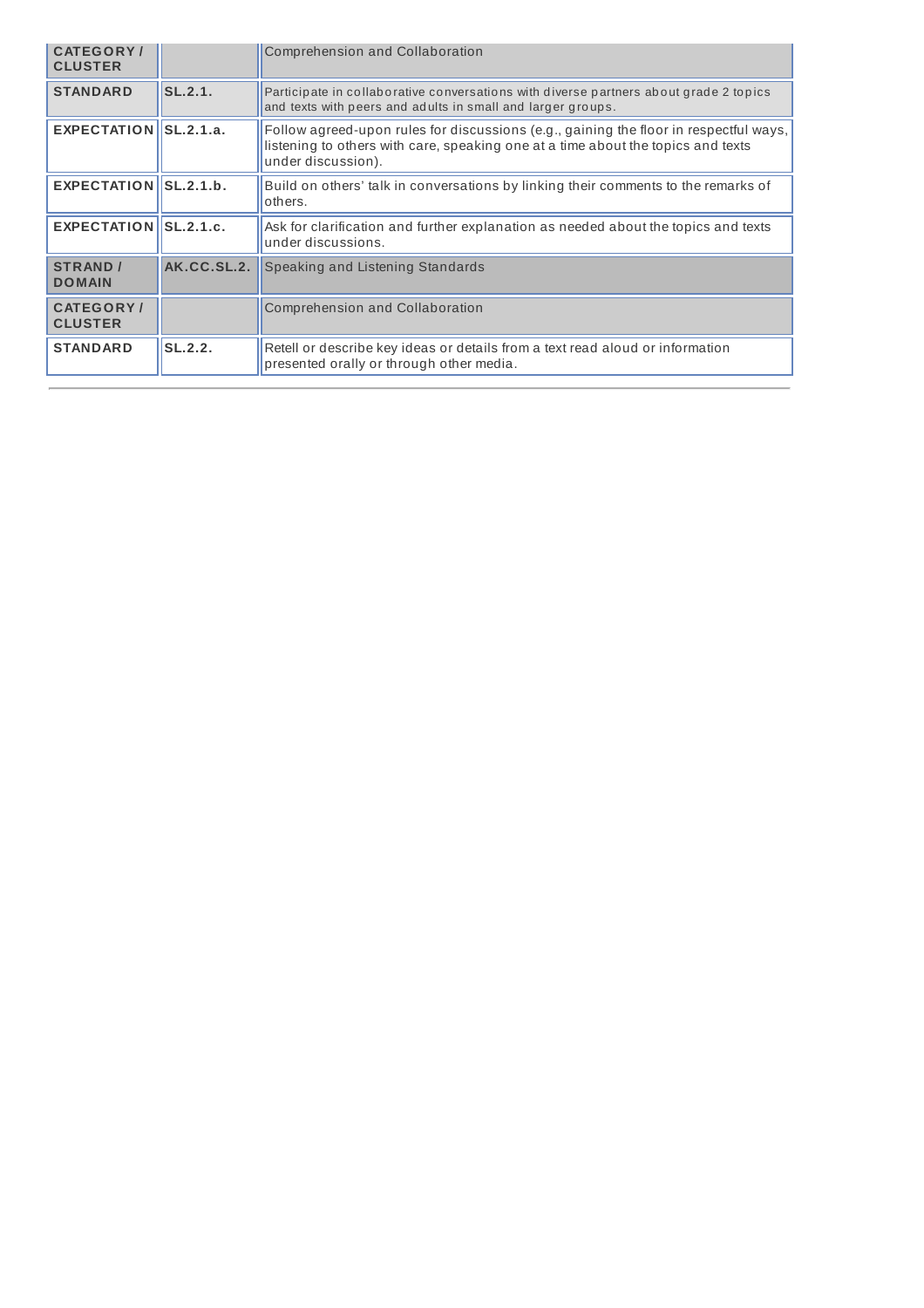| | | |
|---|---|---|
| **CATEGORY / CLUSTER** | | Comprehension and Collaboration |
| **STANDARD** | **SL.2.1.** | Participate in collaborative conversations with diverse partners about grade 2 topics and texts with peers and adults in small and larger groups. |
| **EXPECTATION** | **SL.2.1.a.** | Follow agreed-upon rules for discussions (e.g., gaining the floor in respectful ways, listening to others with care, speaking one at a time about the topics and texts under discussion). |
| **EXPECTATION** | **SL.2.1.b.** | Build on others' talk in conversations by linking their comments to the remarks of others. |
| **EXPECTATION** | **SL.2.1.c.** | Ask for clarification and further explanation as needed about the topics and texts under discussions. |
| **STRAND / DOMAIN** | **AK.CC.SL.2.** | Speaking and Listening Standards |
| **CATEGORY / CLUSTER** | | Comprehension and Collaboration |
| **STANDARD** | **SL.2.2.** | Retell or describe key ideas or details from a text read aloud or information presented orally or through other media. |